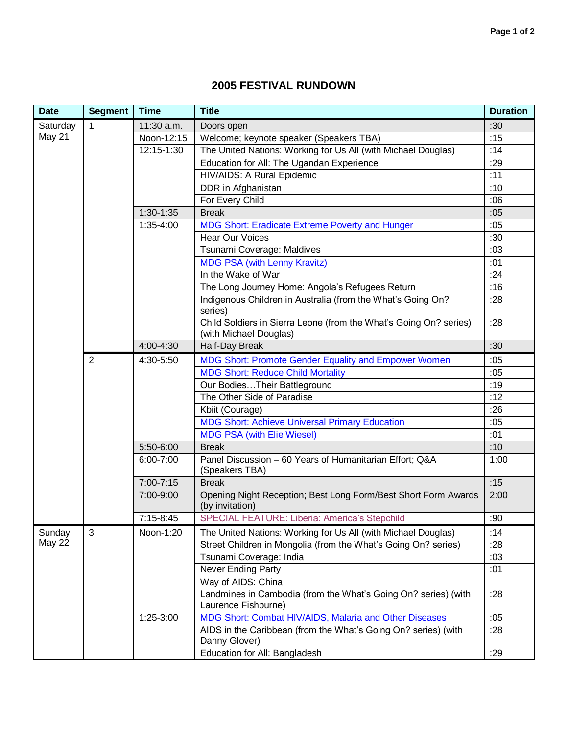# 2005 FESTIVAL RUNDOWN

| Date | Segment | Time | Title | Duration |
|---|---|---|---|---|
| Saturday May 21 | 1 | 11:30 a.m. | Doors open | :30 |
| | | Noon-12:15 | Welcome; keynote speaker (Speakers TBA) | :15 |
| | | 12:15-1:30 | The United Nations: Working for Us All (with Michael Douglas) | :14 |
| | | | Education for All: The Ugandan Experience | :29 |
| | | | HIV/AIDS: A Rural Epidemic | :11 |
| | | | DDR in Afghanistan | :10 |
| | | | For Every Child | :06 |
| | | 1:30-1:35 | Break | :05 |
| | | 1:35-4:00 | MDG Short: Eradicate Extreme Poverty and Hunger | :05 |
| | | | Hear Our Voices | :30 |
| | | | Tsunami Coverage: Maldives | :03 |
| | | | MDG PSA (with Lenny Kravitz) | :01 |
| | | | In the Wake of War | :24 |
| | | | The Long Journey Home: Angola's Refugees Return | :16 |
| | | | Indigenous Children in Australia (from the What's Going On? series) | :28 |
| | | | Child Soldiers in Sierra Leone (from the What's Going On? series) (with Michael Douglas) | :28 |
| | | 4:00-4:30 | Half-Day Break | :30 |
| | 2 | 4:30-5:50 | MDG Short: Promote Gender Equality and Empower Women | :05 |
| | | | MDG Short: Reduce Child Mortality | :05 |
| | | | Our Bodies…Their Battleground | :19 |
| | | | The Other Side of Paradise | :12 |
| | | | Kbiit (Courage) | :26 |
| | | | MDG Short: Achieve Universal Primary Education | :05 |
| | | | MDG PSA (with Elie Wiesel) | :01 |
| | | 5:50-6:00 | Break | :10 |
| | | 6:00-7:00 | Panel Discussion – 60 Years of Humanitarian Effort; Q&A (Speakers TBA) | 1:00 |
| | | 7:00-7:15 | Break | :15 |
| | | 7:00-9:00 | Opening Night Reception; Best Long Form/Best Short Form Awards (by invitation) | 2:00 |
| | | 7:15-8:45 | SPECIAL FEATURE: Liberia: America's Stepchild | :90 |
| Sunday May 22 | 3 | Noon-1:20 | The United Nations: Working for Us All (with Michael Douglas) | :14 |
| | | | Street Children in Mongolia (from the What's Going On? series) | :28 |
| | | | Tsunami Coverage: India | :03 |
| | | | Never Ending Party | :01 |
| | | | Way of AIDS: China | |
| | | | Landmines in Cambodia (from the What's Going On? series) (with Laurence Fishburne) | :28 |
| | | 1:25-3:00 | MDG Short: Combat HIV/AIDS, Malaria and Other Diseases | :05 |
| | | | AIDS in the Caribbean (from the What's Going On? series) (with Danny Glover) | :28 |
| | | | Education for All: Bangladesh | :29 |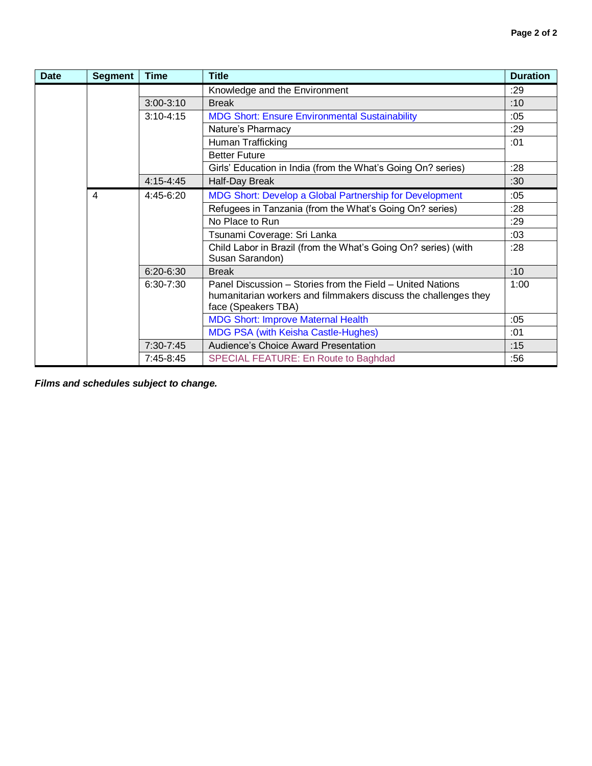| Date | Segment | Time | Title | Duration |
|---|---|---|---|---|
| | | | Knowledge and the Environment | :29 |
| | | 3:00-3:10 | Break | :10 |
| | | 3:10-4:15 | MDG Short: Ensure Environmental Sustainability | :05 |
| | | | Nature's Pharmacy | :29 |
| | | | Human Trafficking | :01 |
| | | | Better Future | |
| | | | Girls' Education in India (from the What's Going On? series) | :28 |
| | | 4:15-4:45 | Half-Day Break | :30 |
| | 4 | 4:45-6:20 | MDG Short: Develop a Global Partnership for Development | :05 |
| | | | Refugees in Tanzania (from the What's Going On? series) | :28 |
| | | | No Place to Run | :29 |
| | | | Tsunami Coverage: Sri Lanka | :03 |
| | | | Child Labor in Brazil (from the What's Going On? series) (with Susan Sarandon) | :28 |
| | | 6:20-6:30 | Break | :10 |
| | | 6:30-7:30 | Panel Discussion – Stories from the Field – United Nations humanitarian workers and filmmakers discuss the challenges they face (Speakers TBA) | 1:00 |
| | | | MDG Short: Improve Maternal Health | :05 |
| | | | MDG PSA (with Keisha Castle-Hughes) | :01 |
| | | 7:30-7:45 | Audience's Choice Award Presentation | :15 |
| | | 7:45-8:45 | SPECIAL FEATURE: En Route to Baghdad | :56 |

***Films and schedules subject to change.***